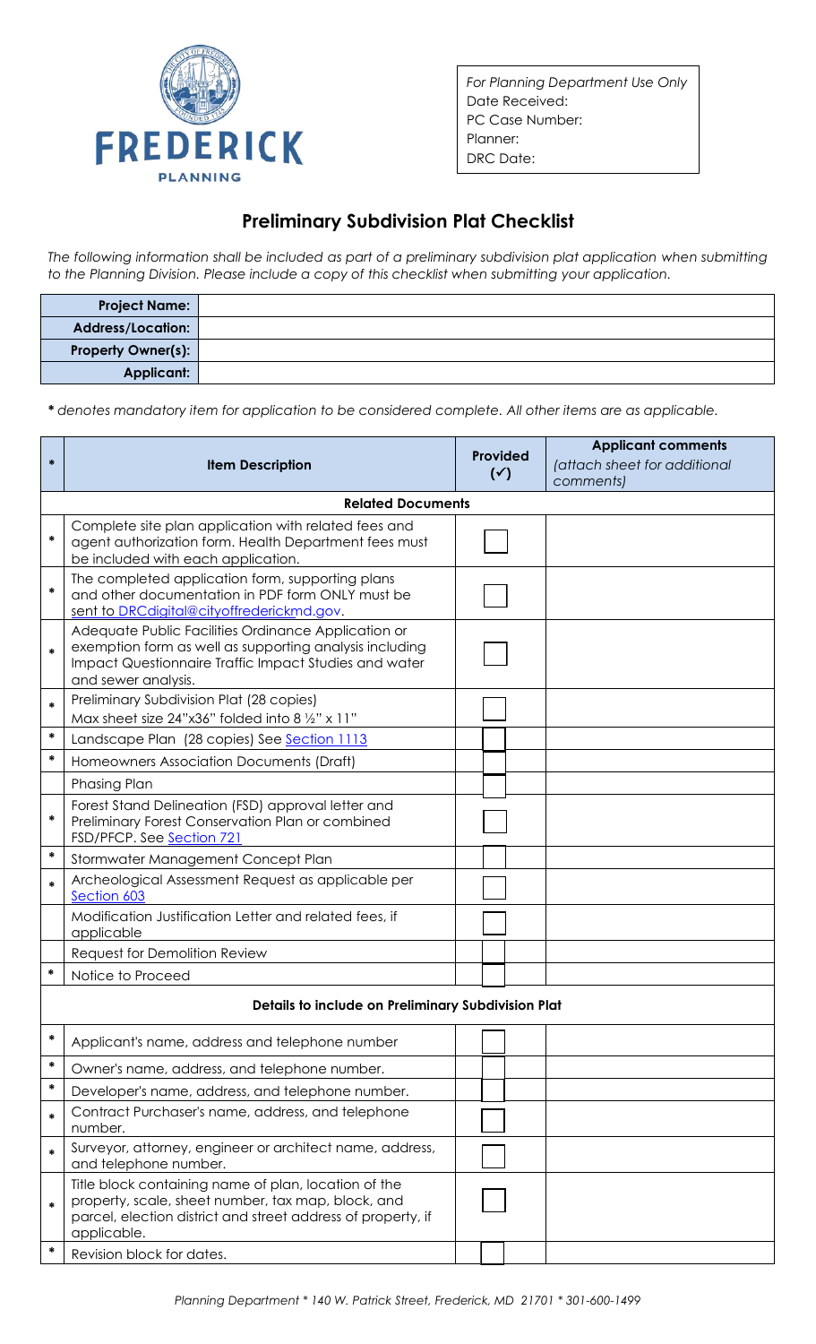FREDERICK PLANNING

| *For Planning Department Use Only* |
| --- |
| Date Received: |
| PC Case Number: |
| Planner: |
| DRC Date: |

# Preliminary Subdivision Plat Checklist

*The following information shall be included as part of a preliminary subdivision plat application when submitting to the Planning Division. Please include a copy of this checklist when submitting your application.*

| | |
| --- | --- |
| **Project Name:** | |
| **Address/Location:** | |
| **Property Owner(s):** | |
| **Applicant:** | |

*\* denotes mandatory item for application to be considered complete. All other items are as applicable.*

| * | Item Description | Provided (✓) | Applicant comments (attach sheet for additional comments) |
| --- | --- | --- | --- |
| | **Related Documents** | | |
| * | Complete site plan application with related fees and agent authorization form. Health Department fees must be included with each application. | | |
| * | The completed application form, supporting plans and other documentation in PDF form ONLY must be sent to DRCdigital@cityoffrederickmd.gov. | | |
| * | Adequate Public Facilities Ordinance Application or exemption form as well as supporting analysis including Impact Questionnaire Traffic Impact Studies and water and sewer analysis. | | |
| * | Preliminary Subdivision Plat (28 copies) Max sheet size 24"x36" folded into 8 ½" x 11" | | |
| * | Landscape Plan (28 copies) See Section 1113 | | |
| * | Homeowners Association Documents (Draft) | | |
| | Phasing Plan | | |
| * | Forest Stand Delineation (FSD) approval letter and Preliminary Forest Conservation Plan or combined FSD/PFCP. See Section 721 | | |
| * | Stormwater Management Concept Plan | | |
| * | Archeological Assessment Request as applicable per Section 603 | | |
| | Modification Justification Letter and related fees, if applicable | | |
| | Request for Demolition Review | | |
| * | Notice to Proceed | | |
| | **Details to include on Preliminary Subdivision Plat** | | |
| * | Applicant's name, address and telephone number | | |
| * | Owner's name, address, and telephone number. | | |
| * | Developer's name, address, and telephone number. | | |
| * | Contract Purchaser's name, address, and telephone number. | | |
| * | Surveyor, attorney, engineer or architect name, address, and telephone number. | | |
| * | Title block containing name of plan, location of the property, scale, sheet number, tax map, block, and parcel, election district and street address of property, if applicable. | | |
| * | Revision block for dates. | | |

*Planning Department * 140 W. Patrick Street, Frederick, MD 21701 * 301-600-1499*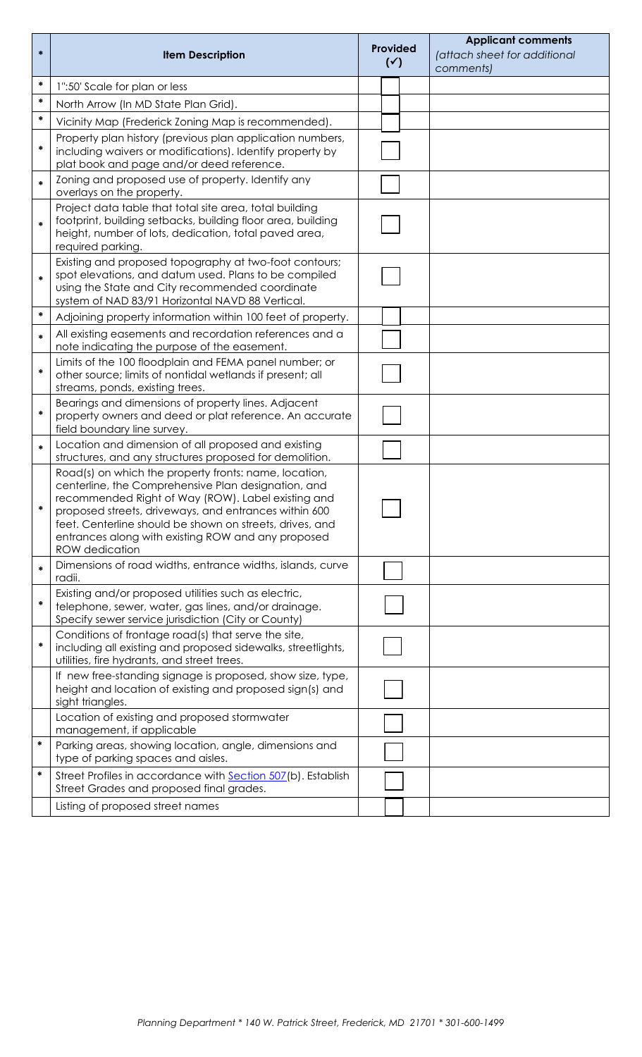| * | Item Description | Provided (✓) | Applicant comments *(attach sheet for additional comments)* |
|---|---|---|---|
| * | 1":50' Scale for plan or less | | |
| * | North Arrow (In MD State Plan Grid). | | |
| * | Vicinity Map (Frederick Zoning Map is recommended). | | |
| * | Property plan history (previous plan application numbers, including waivers or modifications). Identify property by plat book and page and/or deed reference. | | |
| * | Zoning and proposed use of property. Identify any overlays on the property. | | |
| * | Project data table that total site area, total building footprint, building setbacks, building floor area, building height, number of lots, dedication, total paved area, required parking. | | |
| * | Existing and proposed topography at two-foot contours; spot elevations, and datum used. Plans to be compiled using the State and City recommended coordinate system of NAD 83/91 Horizontal NAVD 88 Vertical. | | |
| * | Adjoining property information within 100 feet of property. | | |
| * | All existing easements and recordation references and a note indicating the purpose of the easement. | | |
| * | Limits of the 100 floodplain and FEMA panel number; or other source; limits of nontidal wetlands if present; all streams, ponds, existing trees. | | |
| * | Bearings and dimensions of property lines. Adjacent property owners and deed or plat reference. An accurate field boundary line survey. | | |
| * | Location and dimension of all proposed and existing structures, and any structures proposed for demolition. | | |
| * | Road(s) on which the property fronts: name, location, centerline, the Comprehensive Plan designation, and recommended Right of Way (ROW). Label existing and proposed streets, driveways, and entrances within 600 feet. Centerline should be shown on streets, drives, and entrances along with existing ROW and any proposed ROW dedication | | |
| * | Dimensions of road widths, entrance widths, islands, curve radii. | | |
| * | Existing and/or proposed utilities such as electric, telephone, sewer, water, gas lines, and/or drainage. Specify sewer service jurisdiction (City or County) | | |
| * | Conditions of frontage road(s) that serve the site, including all existing and proposed sidewalks, streetlights, utilities, fire hydrants, and street trees. | | |
| | If new free-standing signage is proposed, show size, type, height and location of existing and proposed sign(s) and sight triangles. | | |
| | Location of existing and proposed stormwater management, if applicable | | |
| * | Parking areas, showing location, angle, dimensions and type of parking spaces and aisles. | | |
| * | Street Profiles in accordance with Section 507(b). Establish Street Grades and proposed final grades. | | |
| | Listing of proposed street names | | |

*Planning Department * 140 W. Patrick Street, Frederick, MD 21701 * 301-600-1499*